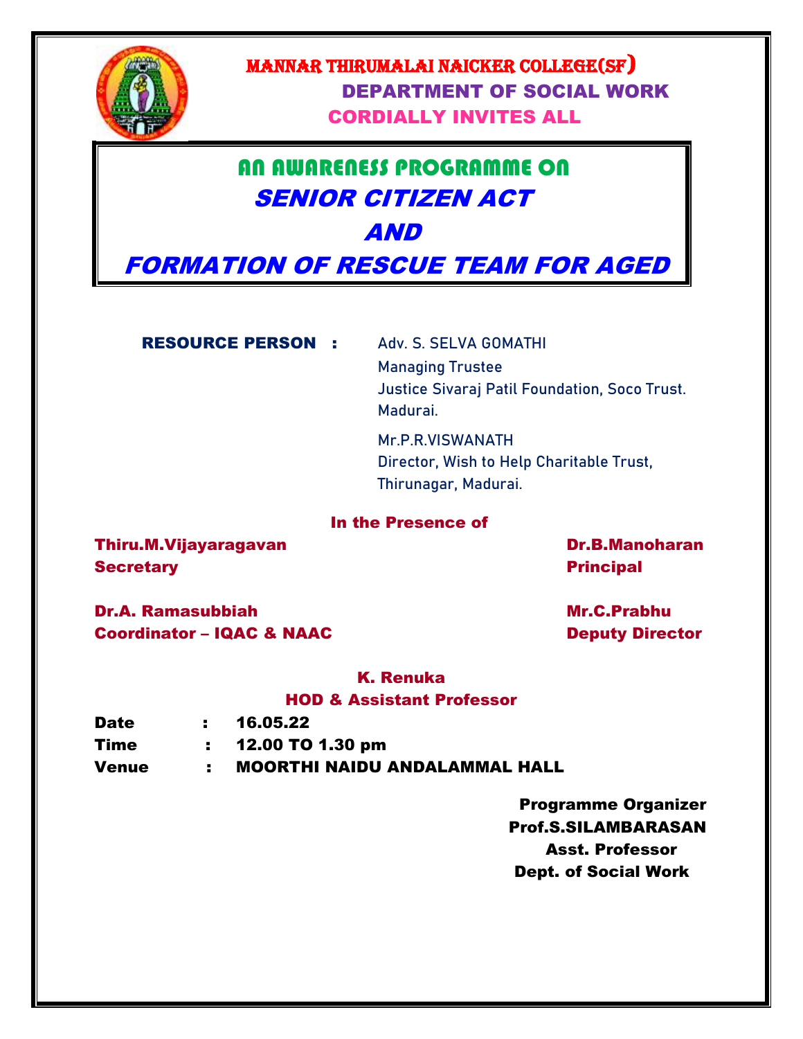# MANNAR THIRUMALAI NAICKER COLLEGE(SF)

## DEPARTMENT OF SOCIAL WORK

**CORDIALLY INVITES ALL**

## AN AWARENESS PROGRAMME ON

## *SENIOR CITIZEN ACT*

## *AND*

## *FORMATION OF RESCUE TEAM FOR AGED*

**RESOURCE PERSON :** Adv. S. SELVA GOMATHI
Managing Trustee
Justice Sivaraj Patil Foundation, Soco Trust.
Madurai.

Mr.P.R.VISWANATH
Director, Wish to Help Charitable Trust,
Thirunagar, Madurai.

**In the Presence of**

**Thiru.M.Vijayaragavan**
**Secretary**

**Dr.B.Manoharan**
**Principal**

**Dr.A. Ramasubbiah**
**Coordinator – IQAC & NAAC**

**Mr.C.Prabhu**
**Deputy Director**

**K. Renuka**
**HOD & Assistant Professor**

**Date : 16.05.22**
**Time : 12.00 TO 1.30 pm**
**Venue : MOORTHI NAIDU ANDALAMMAL HALL**

**Programme Organizer**
**Prof.S.SILAMBARASAN**
**Asst. Professor**
**Dept. of Social Work**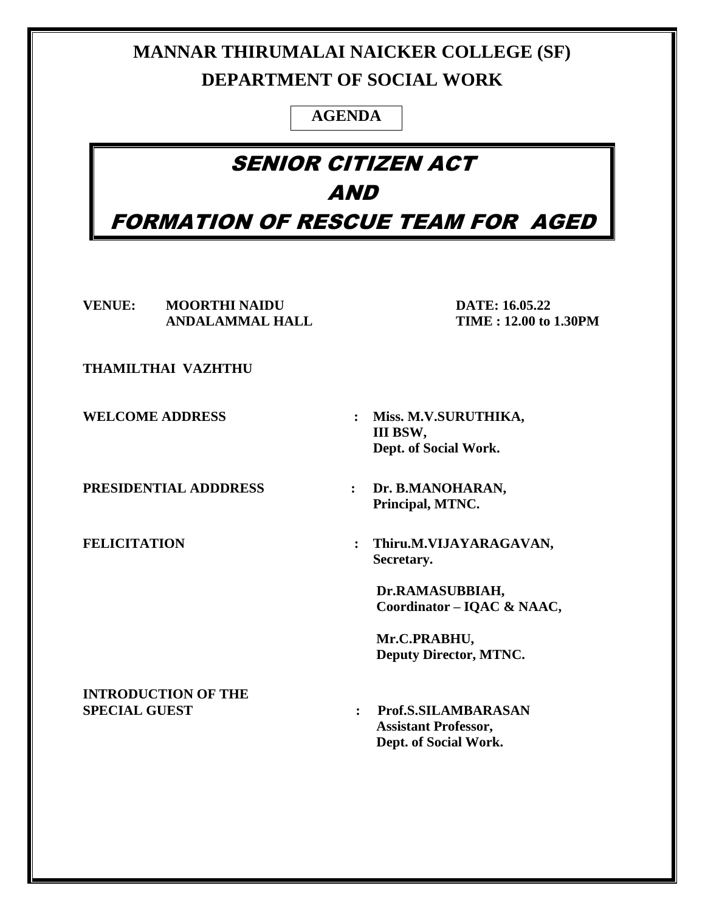# MANNAR THIRUMALAI NAICKER COLLEGE (SF)

## DEPARTMENT OF SOCIAL WORK

**AGENDA**

# SENIOR CITIZEN ACT AND FORMATION OF RESCUE TEAM FOR AGED

**VENUE:** **MOORTHI NAIDU ANDALAMMAL HALL**

**DATE: 16.05.22**

**TIME : 12.00 to 1.30PM**

**THAMILTHAI VAZHTHU**

| | | |
|---|---|---|
| **WELCOME ADDRESS** | : | **Miss. M.V.SURUTHIKA,**<br>**III BSW,**<br>**Dept. of Social Work.** |
| **PRESIDENTIAL ADDDRESS** | : | **Dr. B.MANOHARAN,**<br>**Principal, MTNC.** |
| **FELICITATION** | : | **Thiru.M.VIJAYARAGAVAN,**<br>**Secretary.**<br><br>**Dr.RAMASUBBIAH,**<br>**Coordinator – IQAC & NAAC,**<br><br>**Mr.C.PRABHU,**<br>**Deputy Director, MTNC.** |
| **INTRODUCTION OF THE SPECIAL GUEST** | : | **Prof.S.SILAMBARASAN**<br>**Assistant Professor,**<br>**Dept. of Social Work.** |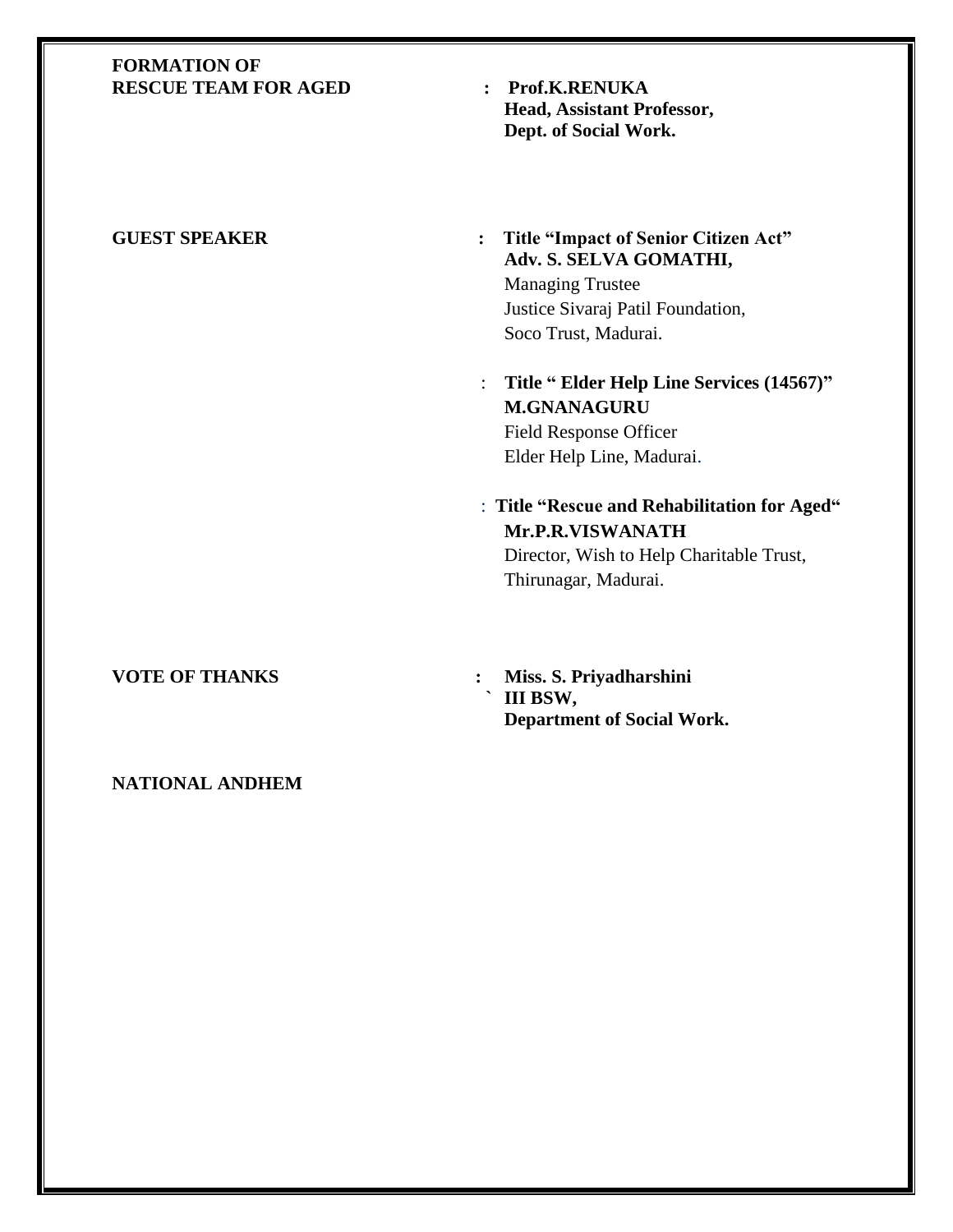**FORMATION OF RESCUE TEAM FOR AGED** : **Prof.K.RENUKA**
**Head, Assistant Professor,**
**Dept. of Social Work.**

**GUEST SPEAKER** : **Title "Impact of Senior Citizen Act"**
**Adv. S. SELVA GOMATHI,**
Managing Trustee
Justice Sivaraj Patil Foundation,
Soco Trust, Madurai.

: **Title " Elder Help Line Services (14567)"**
**M.GNANAGURU**
Field Response Officer
Elder Help Line, Madurai.

: **Title "Rescue and Rehabilitation for Aged"**
**Mr.P.R.VISWANATH**
Director, Wish to Help Charitable Trust,
Thirunagar, Madurai.

**VOTE OF THANKS** : **Miss. S. Priyadharshini**
` **III BSW,**
**Department of Social Work.**

**NATIONAL ANDHEM**